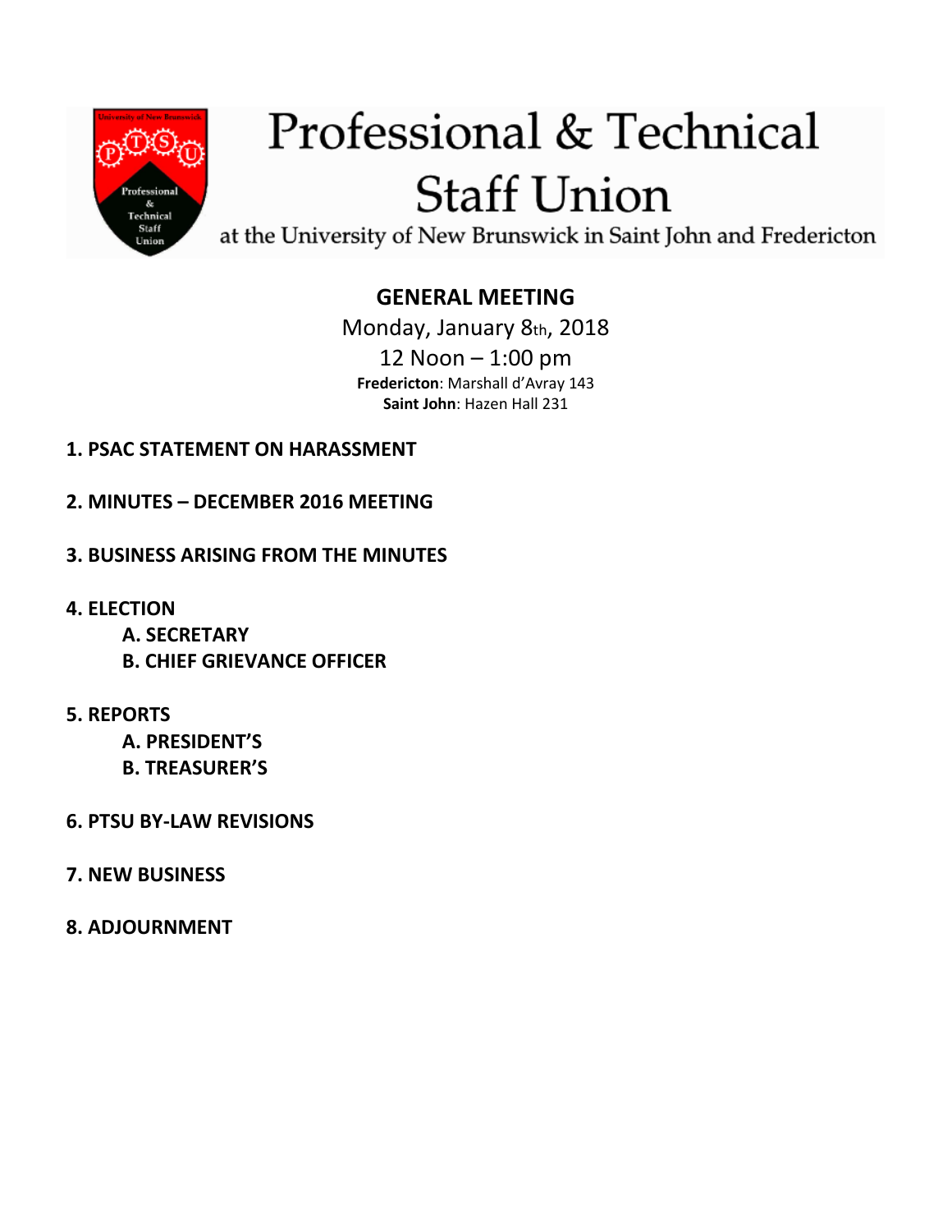# Professional & Technical Staff Union

at the University of New Brunswick in Saint John and Fredericton

## GENERAL MEETING

Monday, January 8th, 2018

12 Noon – 1:00 pm

**Fredericton**: Marshall d'Avray 143

**Saint John**: Hazen Hall 231

**1. PSAC STATEMENT ON HARASSMENT**

**2. MINUTES – DECEMBER 2016 MEETING**

**3. BUSINESS ARISING FROM THE MINUTES**

**4. ELECTION**

- **A. SECRETARY**
- **B. CHIEF GRIEVANCE OFFICER**

**5. REPORTS**

- **A. PRESIDENT'S**
- **B. TREASURER'S**

**6. PTSU BY-LAW REVISIONS**

**7. NEW BUSINESS**

**8. ADJOURNMENT**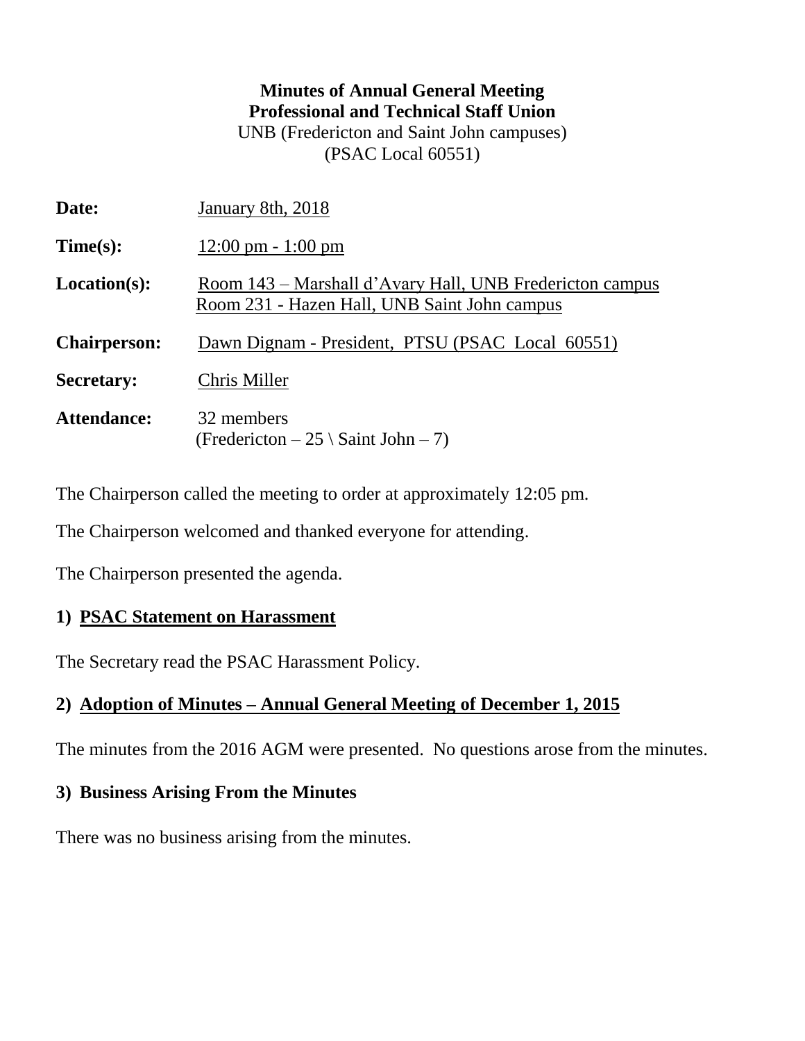**Minutes of Annual General Meeting**
**Professional and Technical Staff Union**
UNB (Fredericton and Saint John campuses)
(PSAC Local 60551)

**Date:** January 8th, 2018

**Time(s):** 12:00 pm - 1:00 pm

**Location(s):** Room 143 – Marshall d'Avary Hall, UNB Fredericton campus
Room 231 - Hazen Hall, UNB Saint John campus

**Chairperson:** Dawn Dignam - President, PTSU (PSAC Local 60551)

**Secretary:** Chris Miller

**Attendance:** 32 members
(Fredericton – 25 \ Saint John – 7)

The Chairperson called the meeting to order at approximately 12:05 pm.

The Chairperson welcomed and thanked everyone for attending.

The Chairperson presented the agenda.

## 1) PSAC Statement on Harassment

The Secretary read the PSAC Harassment Policy.

## 2) Adoption of Minutes – Annual General Meeting of December 1, 2015

The minutes from the 2016 AGM were presented. No questions arose from the minutes.

## 3) Business Arising From the Minutes

There was no business arising from the minutes.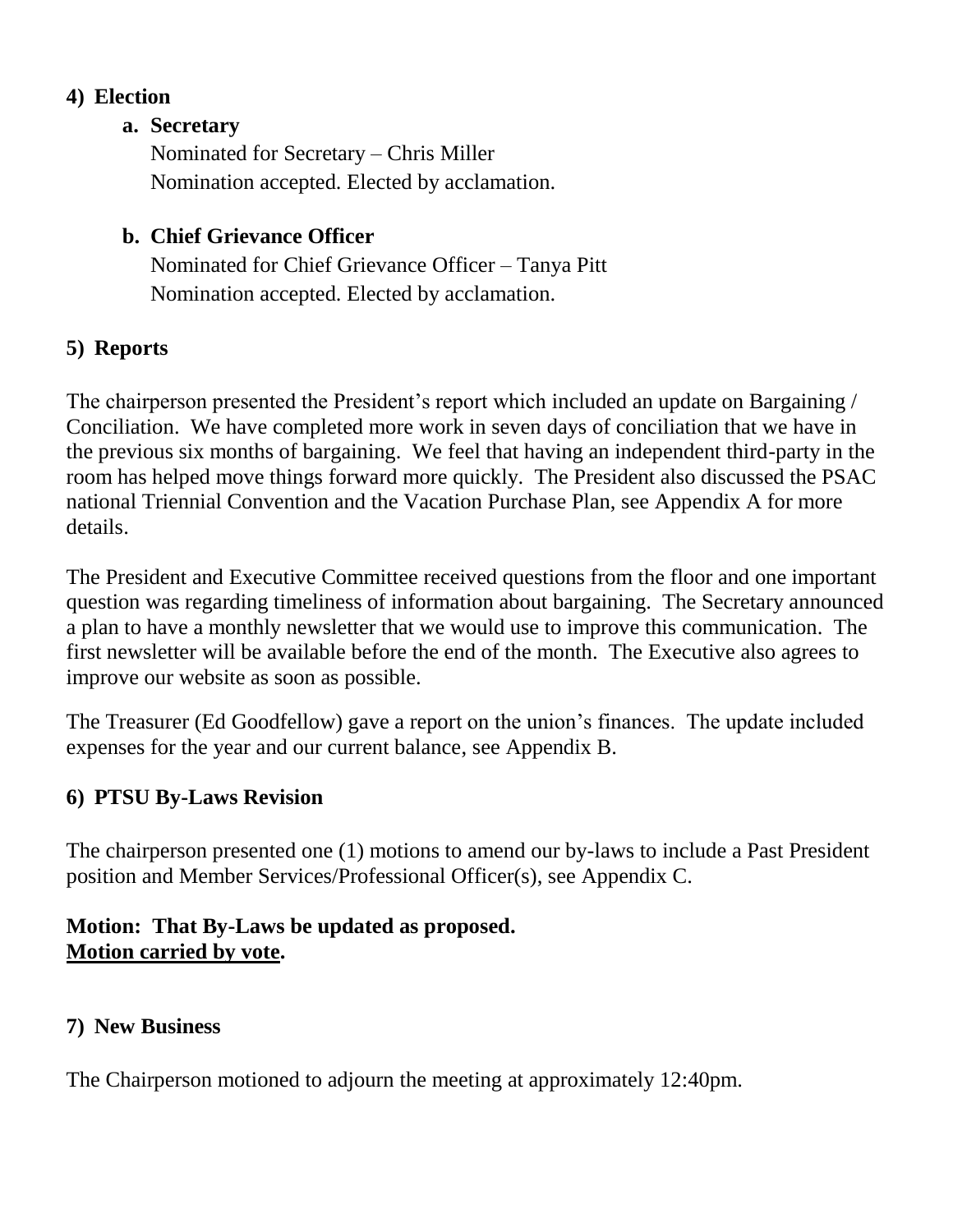## 4) Election

### a. Secretary

Nominated for Secretary – Chris Miller
Nomination accepted. Elected by acclamation.

### b. Chief Grievance Officer

Nominated for Chief Grievance Officer – Tanya Pitt
Nomination accepted. Elected by acclamation.

## 5) Reports

The chairperson presented the President's report which included an update on Bargaining / Conciliation. We have completed more work in seven days of conciliation that we have in the previous six months of bargaining. We feel that having an independent third-party in the room has helped move things forward more quickly. The President also discussed the PSAC national Triennial Convention and the Vacation Purchase Plan, see Appendix A for more details.

The President and Executive Committee received questions from the floor and one important question was regarding timeliness of information about bargaining. The Secretary announced a plan to have a monthly newsletter that we would use to improve this communication. The first newsletter will be available before the end of the month. The Executive also agrees to improve our website as soon as possible.

The Treasurer (Ed Goodfellow) gave a report on the union's finances. The update included expenses for the year and our current balance, see Appendix B.

## 6) PTSU By-Laws Revision

The chairperson presented one (1) motions to amend our by-laws to include a Past President position and Member Services/Professional Officer(s), see Appendix C.

**Motion: That By-Laws be updated as proposed.**
**<u>Motion carried by vote</u>.**

## 7) New Business

The Chairperson motioned to adjourn the meeting at approximately 12:40pm.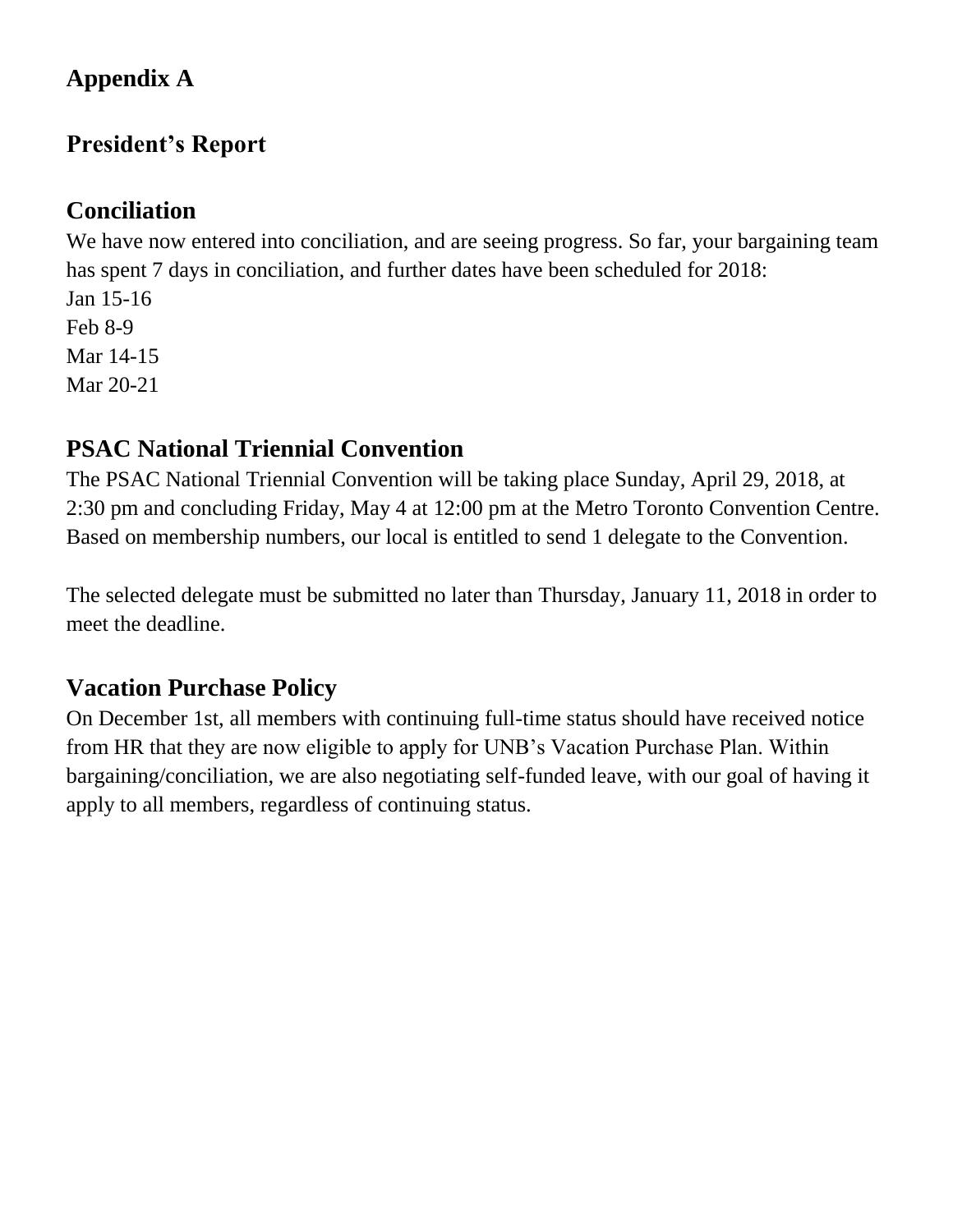## Appendix A

## President's Report

## Conciliation

We have now entered into conciliation, and are seeing progress. So far, your bargaining team has spent 7 days in conciliation, and further dates have been scheduled for 2018:
Jan 15-16
Feb 8-9
Mar 14-15
Mar 20-21

## PSAC National Triennial Convention

The PSAC National Triennial Convention will be taking place Sunday, April 29, 2018, at 2:30 pm and concluding Friday, May 4 at 12:00 pm at the Metro Toronto Convention Centre. Based on membership numbers, our local is entitled to send 1 delegate to the Convention.

The selected delegate must be submitted no later than Thursday, January 11, 2018 in order to meet the deadline.

## Vacation Purchase Policy

On December 1st, all members with continuing full-time status should have received notice from HR that they are now eligible to apply for UNB's Vacation Purchase Plan. Within bargaining/conciliation, we are also negotiating self-funded leave, with our goal of having it apply to all members, regardless of continuing status.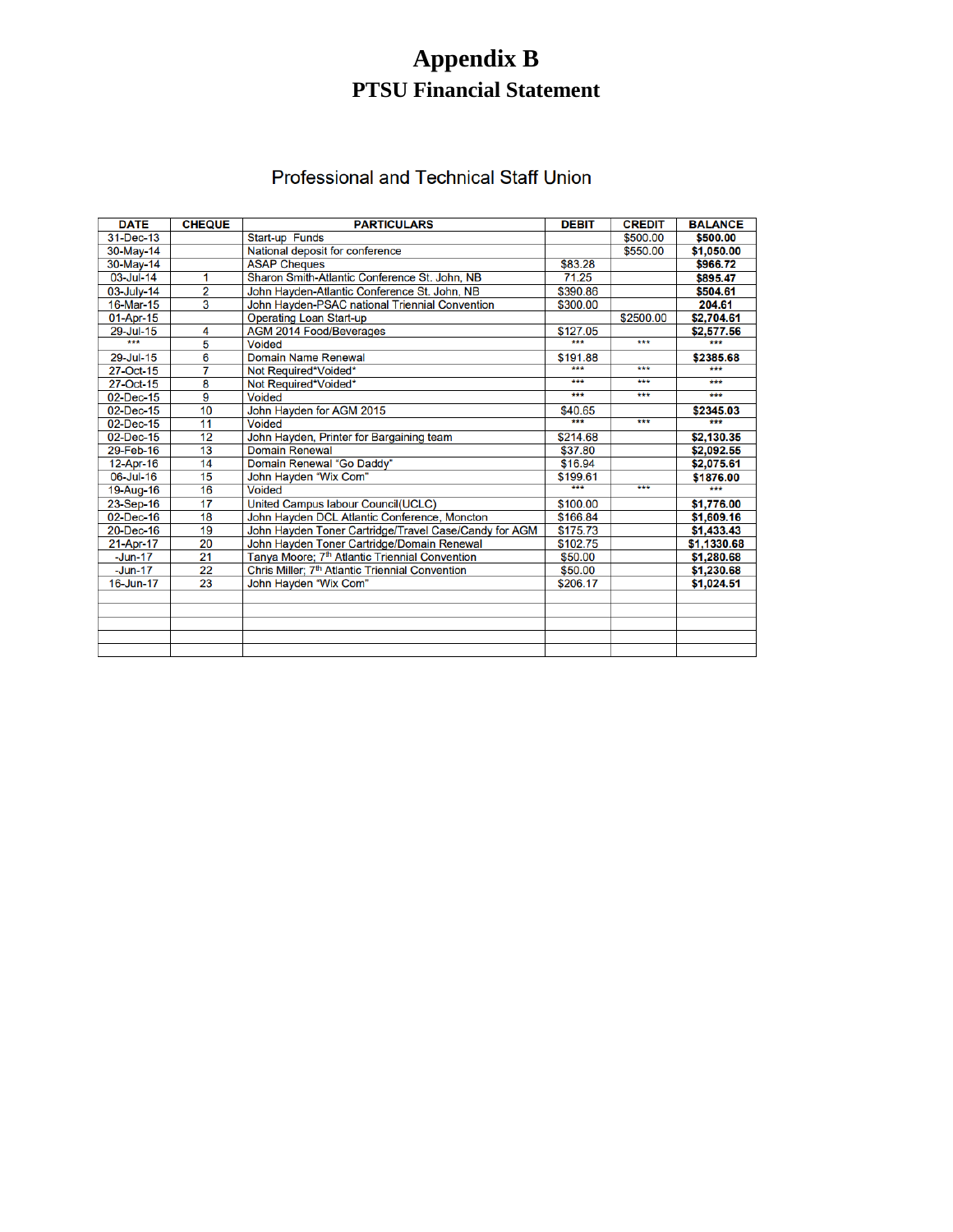# Appendix B

## PTSU Financial Statement

### Professional and Technical Staff Union

| DATE | CHEQUE | PARTICULARS | DEBIT | CREDIT | BALANCE |
|---|---|---|---|---|---|
| 31-Dec-13 | | Start-up Funds | | $500.00 | **$500.00** |
| 30-May-14 | | National deposit for conference | | $550.00 | **$1,050.00** |
| 30-May-14 | | ASAP Cheques | $83.28 | | **$966.72** |
| 03-Jul-14 | 1 | Sharon Smith-Atlantic Conference St. John, NB | 71.25 | | **$895.47** |
| 03-July-14 | 2 | John Hayden-Atlantic Conference St. John, NB | $390.86 | | **$504.61** |
| 16-Mar-15 | 3 | John Hayden-PSAC national Triennial Convention | $300.00 | | **204.61** |
| 01-Apr-15 | | Operating Loan Start-up | | $2500.00 | **$2,704.61** |
| 29-Jul-15 | 4 | AGM 2014 Food/Beverages | $127.05 | | **$2,577.56** |
| *** | 5 | Voided | *** | *** | *** |
| 29-Jul-15 | 6 | Domain Name Renewal | $191.88 | | **$2385.68** |
| 27-Oct-15 | 7 | Not Required*Voided* | *** | *** | *** |
| 27-Oct-15 | 8 | Not Required*Voided* | *** | *** | *** |
| 02-Dec-15 | 9 | Voided | *** | *** | *** |
| 02-Dec-15 | 10 | John Hayden for AGM 2015 | $40.65 | | **$2345.03** |
| 02-Dec-15 | 11 | Voided | *** | *** | *** |
| 02-Dec-15 | 12 | John Hayden, Printer for Bargaining team | $214.68 | | **$2,130.35** |
| 29-Feb-16 | 13 | Domain Renewal | $37.80 | | **$2,092.55** |
| 12-Apr-16 | 14 | Domain Renewal "Go Daddy" | $16.94 | | **$2,075.61** |
| 06-Jul-16 | 15 | John Hayden "Wix Com" | $199.61 | | **$1876.00** |
| 19-Aug-16 | 16 | Voided | *** | *** | *** |
| 23-Sep-16 | 17 | United Campus labour Council(UCLC) | $100.00 | | **$1,776.00** |
| 02-Dec-16 | 18 | John Hayden DCL Atlantic Conference, Moncton | $166.84 | | **$1,609.16** |
| 20-Dec-16 | 19 | John Hayden Toner Cartridge/Travel Case/Candy for AGM | $175.73 | | **$1,433.43** |
| 21-Apr-17 | 20 | John Hayden Toner Cartridge/Domain Renewal | $102.75 | | **$1,1330.68** |
| -Jun-17 | 21 | Tanya Moore; 7th Atlantic Triennial Convention | $50.00 | | **$1,280.68** |
| -Jun-17 | 22 | Chris Miller; 7th Atlantic Triennial Convention | $50.00 | | **$1,230.68** |
| 16-Jun-17 | 23 | John Hayden "Wix Com" | $206.17 | | **$1,024.51** |
| | | | | | |
| | | | | | |
| | | | | | |
| | | | | | |
| | | | | | |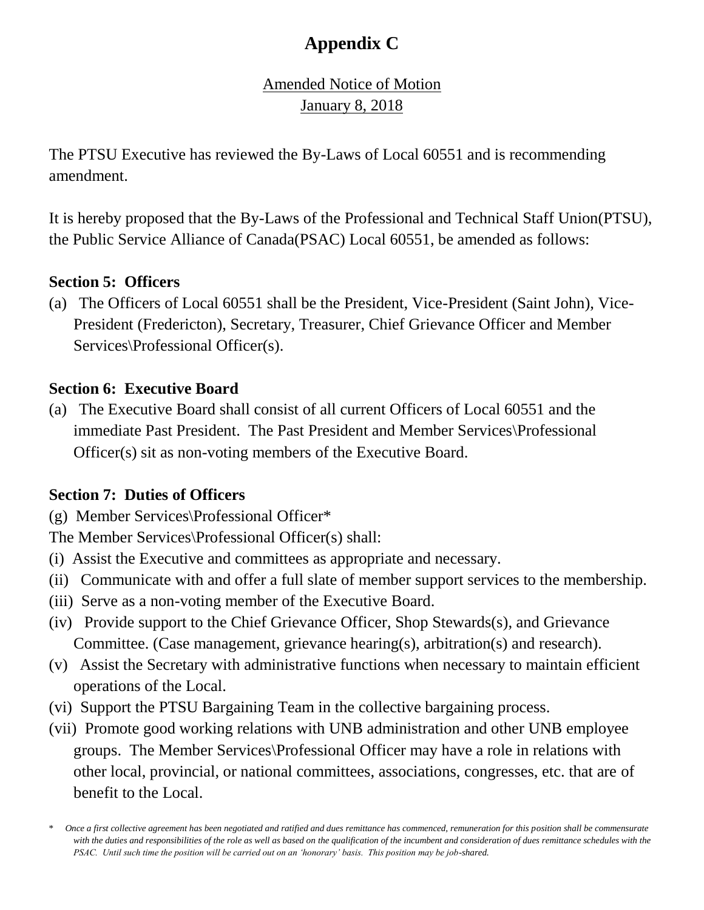# Appendix C

Amended Notice of Motion
January 8, 2018

The PTSU Executive has reviewed the By-Laws of Local 60551 and is recommending amendment.

It is hereby proposed that the By-Laws of the Professional and Technical Staff Union(PTSU), the Public Service Alliance of Canada(PSAC) Local 60551, be amended as follows:

**Section 5: Officers**

(a) The Officers of Local 60551 shall be the President, Vice-President (Saint John), Vice-President (Fredericton), Secretary, Treasurer, Chief Grievance Officer and Member Services\Professional Officer(s).

**Section 6: Executive Board**

(a) The Executive Board shall consist of all current Officers of Local 60551 and the immediate Past President. The Past President and Member Services\Professional Officer(s) sit as non-voting members of the Executive Board.

**Section 7: Duties of Officers**

(g) Member Services\Professional Officer*

The Member Services\Professional Officer(s) shall:

(i) Assist the Executive and committees as appropriate and necessary.

(ii) Communicate with and offer a full slate of member support services to the membership.

(iii) Serve as a non-voting member of the Executive Board.

(iv) Provide support to the Chief Grievance Officer, Shop Stewards(s), and Grievance Committee. (Case management, grievance hearing(s), arbitration(s) and research).

(v) Assist the Secretary with administrative functions when necessary to maintain efficient operations of the Local.

(vi) Support the PTSU Bargaining Team in the collective bargaining process.

(vii) Promote good working relations with UNB administration and other UNB employee groups. The Member Services\Professional Officer may have a role in relations with other local, provincial, or national committees, associations, congresses, etc. that are of benefit to the Local.

\* *Once a first collective agreement has been negotiated and ratified and dues remittance has commenced, remuneration for this position shall be commensurate with the duties and responsibilities of the role as well as based on the qualification of the incumbent and consideration of dues remittance schedules with the PSAC. Until such time the position will be carried out on an 'honorary' basis. This position may be job-shared.*